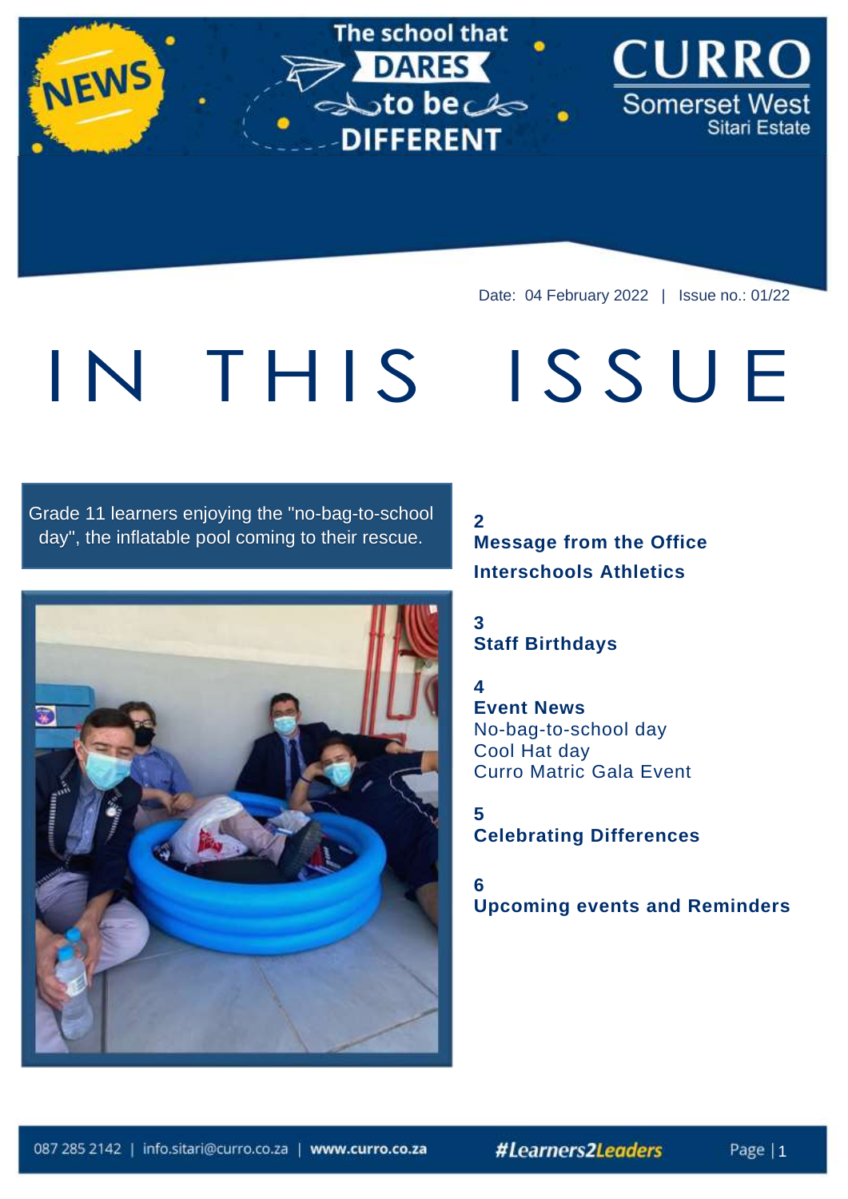NEWS

The school that DARES to be DIFFERENT

CURRO Somerset West Sitari Estate

Date: 04 February 2022 | Issue no.: 01/22

# IN THIS ISSUE

Grade 11 learners enjoying the "no-bag-to-school day", the inflatable pool coming to their rescue.

**2**
**Message from the Office**
**Interschools Athletics**

**3**
**Staff Birthdays**

**4**
**Event News**
No-bag-to-school day
Cool Hat day
Curro Matric Gala Event

**5**
**Celebrating Differences**

**6**
**Upcoming events and Reminders**

087 285 2142 | info.sitari@curro.co.za | **www.curro.co.za**

*#Learners2Leaders*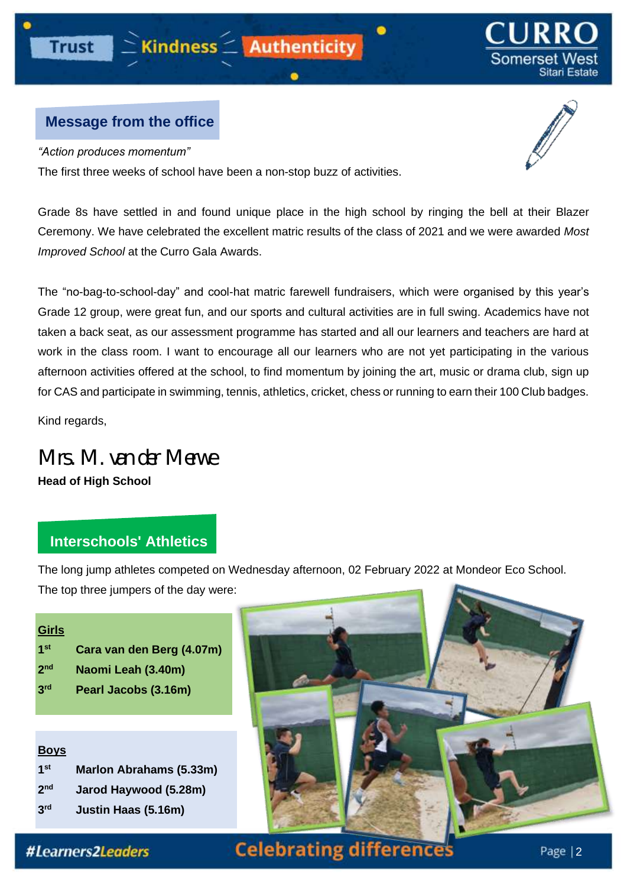## Message from the office

*"Action produces momentum"*

The first three weeks of school have been a non-stop buzz of activities.

Grade 8s have settled in and found unique place in the high school by ringing the bell at their Blazer Ceremony. We have celebrated the excellent matric results of the class of 2021 and we were awarded *Most Improved School* at the Curro Gala Awards.

The "no-bag-to-school-day" and cool-hat matric farewell fundraisers, which were organised by this year's Grade 12 group, were great fun, and our sports and cultural activities are in full swing. Academics have not taken a back seat, as our assessment programme has started and all our learners and teachers are hard at work in the class room. I want to encourage all our learners who are not yet participating in the various afternoon activities offered at the school, to find momentum by joining the art, music or drama club, sign up for CAS and participate in swimming, tennis, athletics, cricket, chess or running to earn their 100 Club badges.

Kind regards,

Mrs. M. van der Merwe
**Head of High School**

## Interschools' Athletics

The long jump athletes competed on Wednesday afternoon, 02 February 2022 at Mondeor Eco School. The top three jumpers of the day were:

**Girls**

- 1st **Cara van den Berg (4.07m)**
- 2nd **Naomi Leah (3.40m)**
- 3rd **Pearl Jacobs (3.16m)**

**Boys**

- 1st **Marlon Abrahams (5.33m)**
- 2nd **Jarod Haywood (5.28m)**
- 3rd **Justin Haas (5.16m)**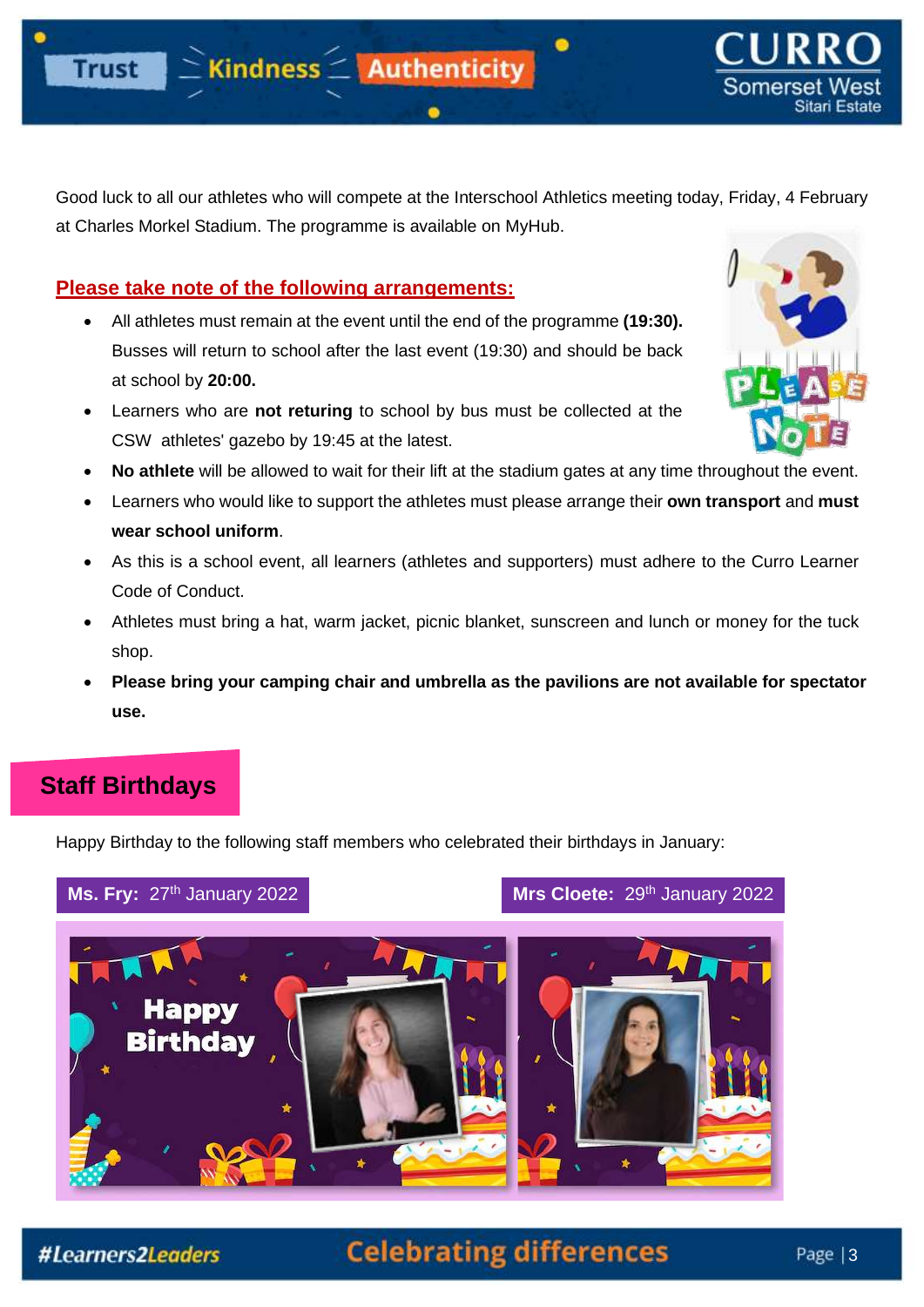Good luck to all our athletes who will compete at the Interschool Athletics meeting today, Friday, 4 February at Charles Morkel Stadium. The programme is available on MyHub.

## Please take note of the following arrangements:

- All athletes must remain at the event until the end of the programme **(19:30).** Busses will return to school after the last event (19:30) and should be back at school by **20:00.**
- Learners who are **not returing** to school by bus must be collected at the CSW athletes' gazebo by 19:45 at the latest.
- **No athlete** will be allowed to wait for their lift at the stadium gates at any time throughout the event.
- Learners who would like to support the athletes must please arrange their **own transport** and **must wear school uniform**.
- As this is a school event, all learners (athletes and supporters) must adhere to the Curro Learner Code of Conduct.
- Athletes must bring a hat, warm jacket, picnic blanket, sunscreen and lunch or money for the tuck shop.
- **Please bring your camping chair and umbrella as the pavilions are not available for spectator use.**

## Staff Birthdays

Happy Birthday to the following staff members who celebrated their birthdays in January:

**Ms. Fry:** 27th January 2022

**Mrs Cloete:** 29th January 2022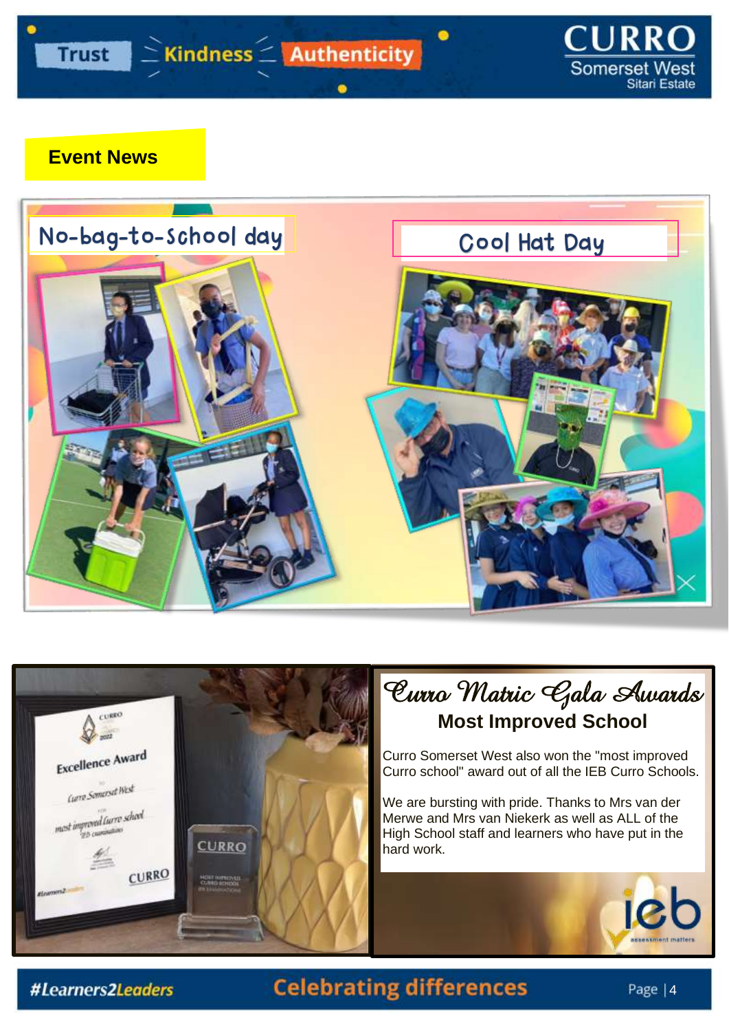## Event News

### No-bag-to-School day

### Cool Hat Day

## Curro Matric Gala Awards

### Most Improved School

Curro Somerset West also won the "most improved Curro school" award out of all the IEB Curro Schools.

We are bursting with pride. Thanks to Mrs van der Merwe and Mrs van Niekerk as well as ALL of the High School staff and learners who have put in the hard work.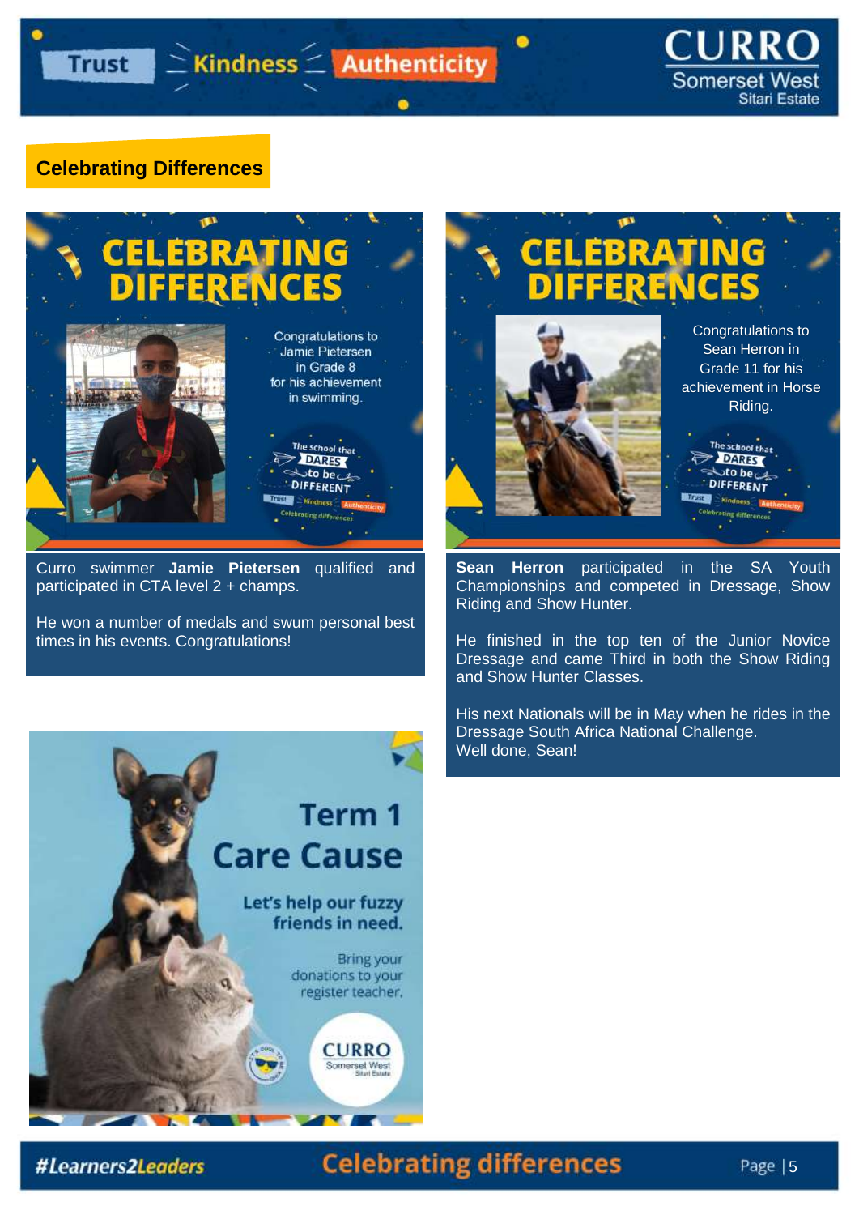## Celebrating Differences

# CELEBRATING DIFFERENCES

Congratulations to Jamie Pietersen in Grade 8 for his achievement in swimming.

Curro swimmer **Jamie Pietersen** qualified and participated in CTA level 2 + champs.

He won a number of medals and swum personal best times in his events. Congratulations!

# CELEBRATING DIFFERENCES

Congratulations to Sean Herron in Grade 11 for his achievement in Horse Riding.

**Sean Herron** participated in the SA Youth Championships and competed in Dressage, Show Riding and Show Hunter.

He finished in the top ten of the Junior Novice Dressage and came Third in both the Show Riding and Show Hunter Classes.

His next Nationals will be in May when he rides in the Dressage South Africa National Challenge.
Well done, Sean!

# Term 1 Care Cause

Let's help our fuzzy friends in need.

Bring your donations to your register teacher.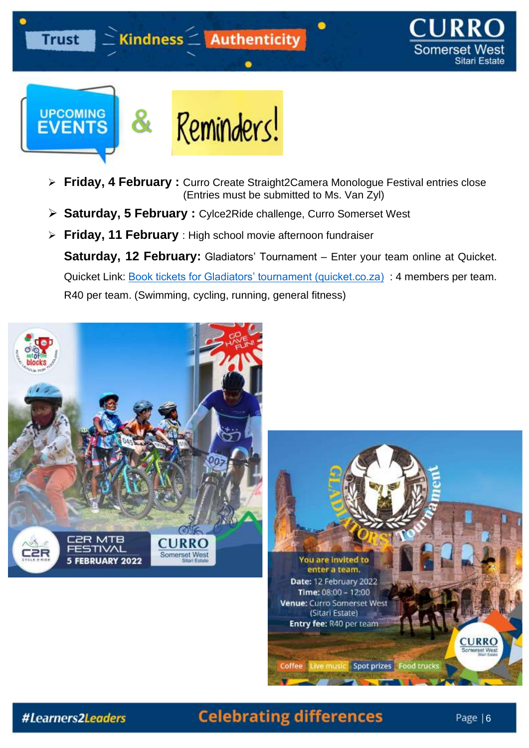# UPCOMING EVENTS & Reminders!

- **Friday, 4 February :** Curro Create Straight2Camera Monologue Festival entries close (Entries must be submitted to Ms. Van Zyl)
- **Saturday, 5 February :** Cylce2Ride challenge, Curro Somerset West
- **Friday, 11 February** : High school movie afternoon fundraiser

**Saturday, 12 February:** Gladiators' Tournament – Enter your team online at Quicket. Quicket Link: Book tickets for Gladiators' tournament (quicket.co.za) : 4 members per team. R40 per team. (Swimming, cycling, running, general fitness)

C2R MTB FESTIVAL
5 FEBRUARY 2022

GLADIATORS' Tournament
You are invited to enter a team.
Date: 12 February 2022
Time: 08:00 – 12:00
Venue: Curro Somerset West (Sitari Estate)
Entry fee: R40 per team
Coffee | Live music | Spot prizes | Food trucks